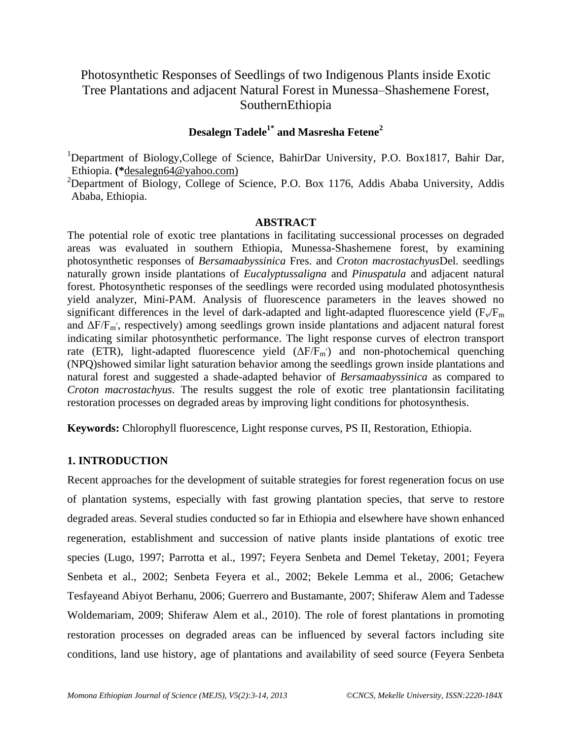# Photosynthetic Responses of Seedlings of two Indigenous Plants inside Exotic Tree Plantations and adjacent Natural Forest in Munessa–Shashemene Forest, SouthernEthiopia

**Desalegn Tadele[1*] and Masresha Fetene[2]**

[1]Department of Biology,College of Science, BahirDar University, P.O. Box1817, Bahir Dar, Ethiopia. **(***desalegn64@yahoo.com)

[2]Department of Biology, College of Science, P.O. Box 1176, Addis Ababa University, Addis Ababa, Ethiopia.

## ABSTRACT

The potential role of exotic tree plantations in facilitating successional processes on degraded areas was evaluated in southern Ethiopia, Munessa-Shashemene forest, by examining photosynthetic responses of *Bersamaabyssinica* Fres. and *Croton macrostachyus*Del. seedlings naturally grown inside plantations of *Eucalyptussaligna* and *Pinuspatula* and adjacent natural forest. Photosynthetic responses of the seedlings were recorded using modulated photosynthesis yield analyzer, Mini-PAM. Analysis of fluorescence parameters in the leaves showed no significant differences in the level of dark-adapted and light-adapted fluorescence yield ($F_v/F_m$ and $\Delta F/F_{m'}$, respectively) among seedlings grown inside plantations and adjacent natural forest indicating similar photosynthetic performance. The light response curves of electron transport rate (ETR), light-adapted fluorescence yield ($\Delta F/F_{m'}$) and non-photochemical quenching (NPQ)showed similar light saturation behavior among the seedlings grown inside plantations and natural forest and suggested a shade-adapted behavior of *Bersamaabyssinica* as compared to *Croton macrostachyus*. The results suggest the role of exotic tree plantationsin facilitating restoration processes on degraded areas by improving light conditions for photosynthesis.

**Keywords:** Chlorophyll fluorescence, Light response curves, PS II, Restoration, Ethiopia.

## 1. INTRODUCTION

Recent approaches for the development of suitable strategies for forest regeneration focus on use of plantation systems, especially with fast growing plantation species, that serve to restore degraded areas. Several studies conducted so far in Ethiopia and elsewhere have shown enhanced regeneration, establishment and succession of native plants inside plantations of exotic tree species (Lugo, 1997; Parrotta et al., 1997; Feyera Senbeta and Demel Teketay, 2001; Feyera Senbeta et al., 2002; Senbeta Feyera et al., 2002; Bekele Lemma et al., 2006; Getachew Tesfayeand Abiyot Berhanu, 2006; Guerrero and Bustamante, 2007; Shiferaw Alem and Tadesse Woldemariam, 2009; Shiferaw Alem et al., 2010). The role of forest plantations in promoting restoration processes on degraded areas can be influenced by several factors including site conditions, land use history, age of plantations and availability of seed source (Feyera Senbeta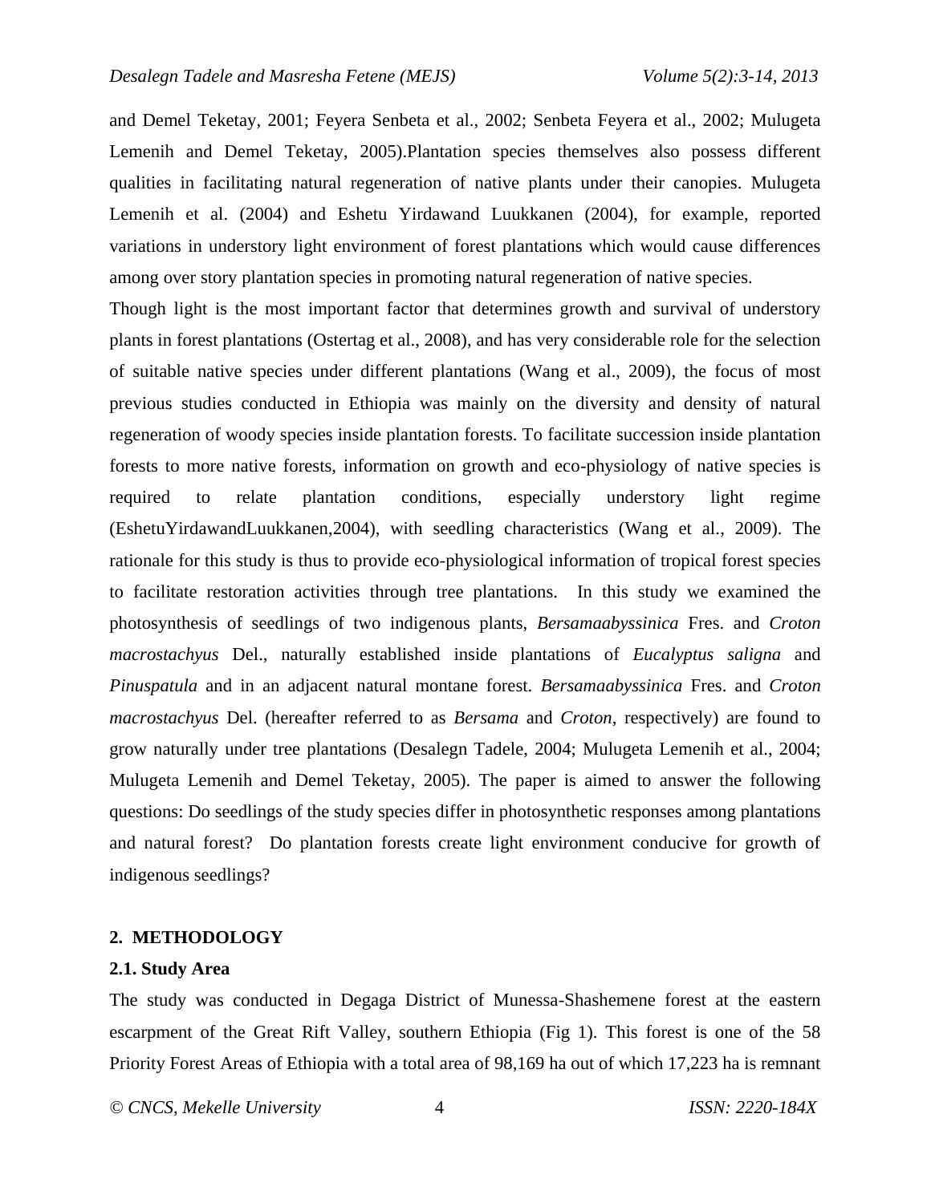and Demel Teketay, 2001; Feyera Senbeta et al., 2002; Senbeta Feyera et al., 2002; Mulugeta Lemenih and Demel Teketay, 2005).Plantation species themselves also possess different qualities in facilitating natural regeneration of native plants under their canopies. Mulugeta Lemenih et al. (2004) and Eshetu Yirdawand Luukkanen (2004), for example, reported variations in understory light environment of forest plantations which would cause differences among over story plantation species in promoting natural regeneration of native species.

Though light is the most important factor that determines growth and survival of understory plants in forest plantations (Ostertag et al., 2008), and has very considerable role for the selection of suitable native species under different plantations (Wang et al., 2009), the focus of most previous studies conducted in Ethiopia was mainly on the diversity and density of natural regeneration of woody species inside plantation forests. To facilitate succession inside plantation forests to more native forests, information on growth and eco-physiology of native species is required to relate plantation conditions, especially understory light regime (EshetuYirdawandLuukkanen,2004), with seedling characteristics (Wang et al., 2009). The rationale for this study is thus to provide eco-physiological information of tropical forest species to facilitate restoration activities through tree plantations. In this study we examined the photosynthesis of seedlings of two indigenous plants, *Bersamaabyssinica* Fres. and *Croton macrostachyus* Del., naturally established inside plantations of *Eucalyptus saligna* and *Pinuspatula* and in an adjacent natural montane forest. *Bersamaabyssinica* Fres. and *Croton macrostachyus* Del. (hereafter referred to as *Bersama* and *Croton*, respectively) are found to grow naturally under tree plantations (Desalegn Tadele, 2004; Mulugeta Lemenih et al., 2004; Mulugeta Lemenih and Demel Teketay, 2005). The paper is aimed to answer the following questions: Do seedlings of the study species differ in photosynthetic responses among plantations and natural forest? Do plantation forests create light environment conducive for growth of indigenous seedlings?

## 2. METHODOLOGY

### 2.1. Study Area

The study was conducted in Degaga District of Munessa-Shashemene forest at the eastern escarpment of the Great Rift Valley, southern Ethiopia (Fig 1). This forest is one of the 58 Priority Forest Areas of Ethiopia with a total area of 98,169 ha out of which 17,223 ha is remnant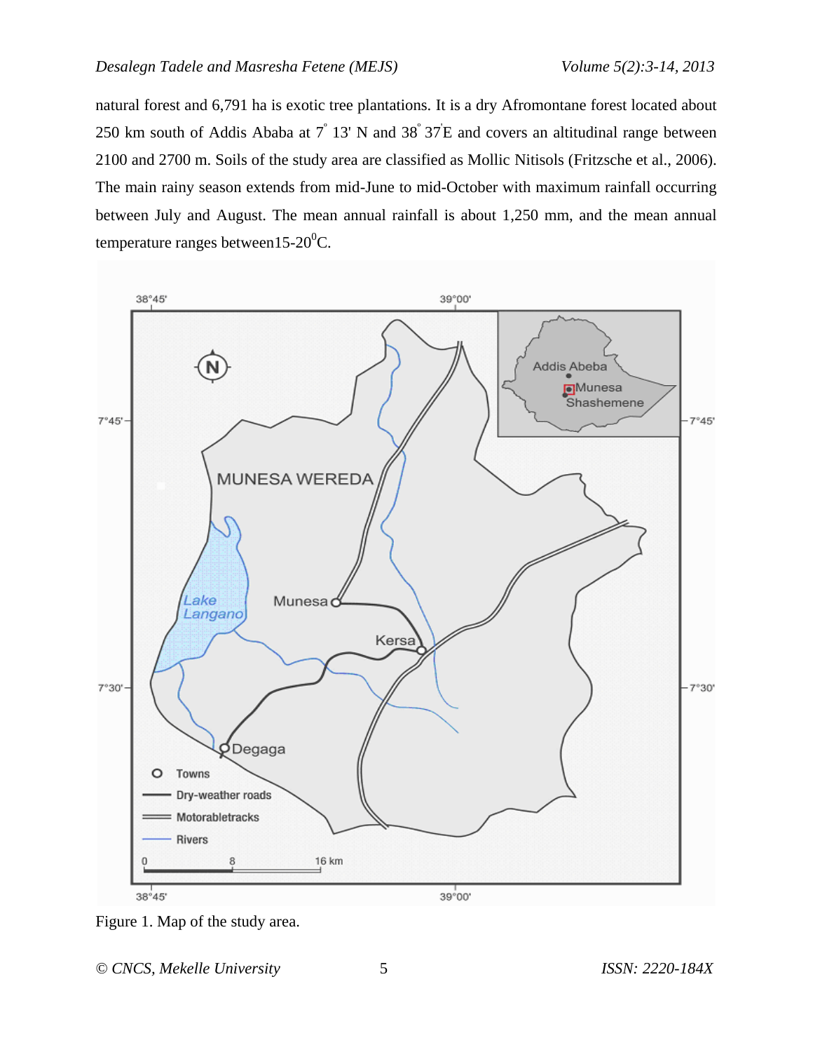natural forest and 6,791 ha is exotic tree plantations. It is a dry Afromontane forest located about 250 km south of Addis Ababa at 7° 13' N and 38° 37'E and covers an altitudinal range between 2100 and 2700 m. Soils of the study area are classified as Mollic Nitisols (Fritzsche et al., 2006). The main rainy season extends from mid-June to mid-October with maximum rainfall occurring between July and August. The mean annual rainfall is about 1,250 mm, and the mean annual temperature ranges between15-20$^0$C.

Figure 1. Map of the study area.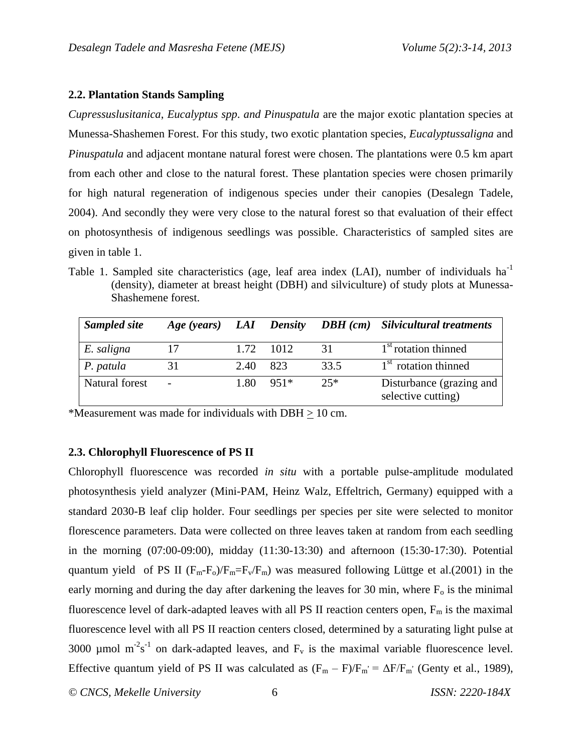### 2.2. Plantation Stands Sampling

*Cupressuslusitanica*, *Eucalyptus spp*. *and Pinuspatula* are the major exotic plantation species at Munessa-Shashemen Forest. For this study, two exotic plantation species, *Eucalyptussaligna* and *Pinuspatula* and adjacent montane natural forest were chosen. The plantations were 0.5 km apart from each other and close to the natural forest. These plantation species were chosen primarily for high natural regeneration of indigenous species under their canopies (Desalegn Tadele, 2004). And secondly they were very close to the natural forest so that evaluation of their effect on photosynthesis of indigenous seedlings was possible. Characteristics of sampled sites are given in table 1.

Table 1. Sampled site characteristics (age, leaf area index (LAI), number of individuals $ha^{-1}$ (density), diameter at breast height (DBH) and silviculture) of study plots at Munessa-Shashemene forest.

| *Sampled site* | *Age (years)* | *LAI* | *Density* | *DBH (cm)* | *Silvicultural treatments* |
|---|---|---|---|---|---|
| *E. saligna* | 17 | 1.72 | 1012 | 31 | $1^{st}$ rotation thinned |
| *P. patula* | 31 | 2.40 | 823 | 33.5 | $1^{st}$ rotation thinned |
| Natural forest | - | 1.80 | 951* | 25* | Disturbance (grazing and selective cutting) |

*Measurement was made for individuals with DBH $\geq$ 10 cm.

### 2.3. Chlorophyll Fluorescence of PS II

Chlorophyll fluorescence was recorded *in situ* with a portable pulse-amplitude modulated photosynthesis yield analyzer (Mini-PAM, Heinz Walz, Effeltrich, Germany) equipped with a standard 2030-B leaf clip holder. Four seedlings per species per site were selected to monitor florescence parameters. Data were collected on three leaves taken at random from each seedling in the morning (07:00-09:00), midday (11:30-13:30) and afternoon (15:30-17:30). Potential quantum yield of PS II ($(F_m-F_o)/F_m=F_v/F_m$) was measured following Lüttge et al.(2001) in the early morning and during the day after darkening the leaves for 30 min, where $F_o$ is the minimal fluorescence level of dark-adapted leaves with all PS II reaction centers open, $F_m$ is the maximal fluorescence level with all PS II reaction centers closed, determined by a saturating light pulse at 3000 µmol $m^{-2}s^{-1}$ on dark-adapted leaves, and $F_v$ is the maximal variable fluorescence level. Effective quantum yield of PS II was calculated as $(F_m - F)/F_{m'} = \Delta F/F_{m'}$ (Genty et al., 1989),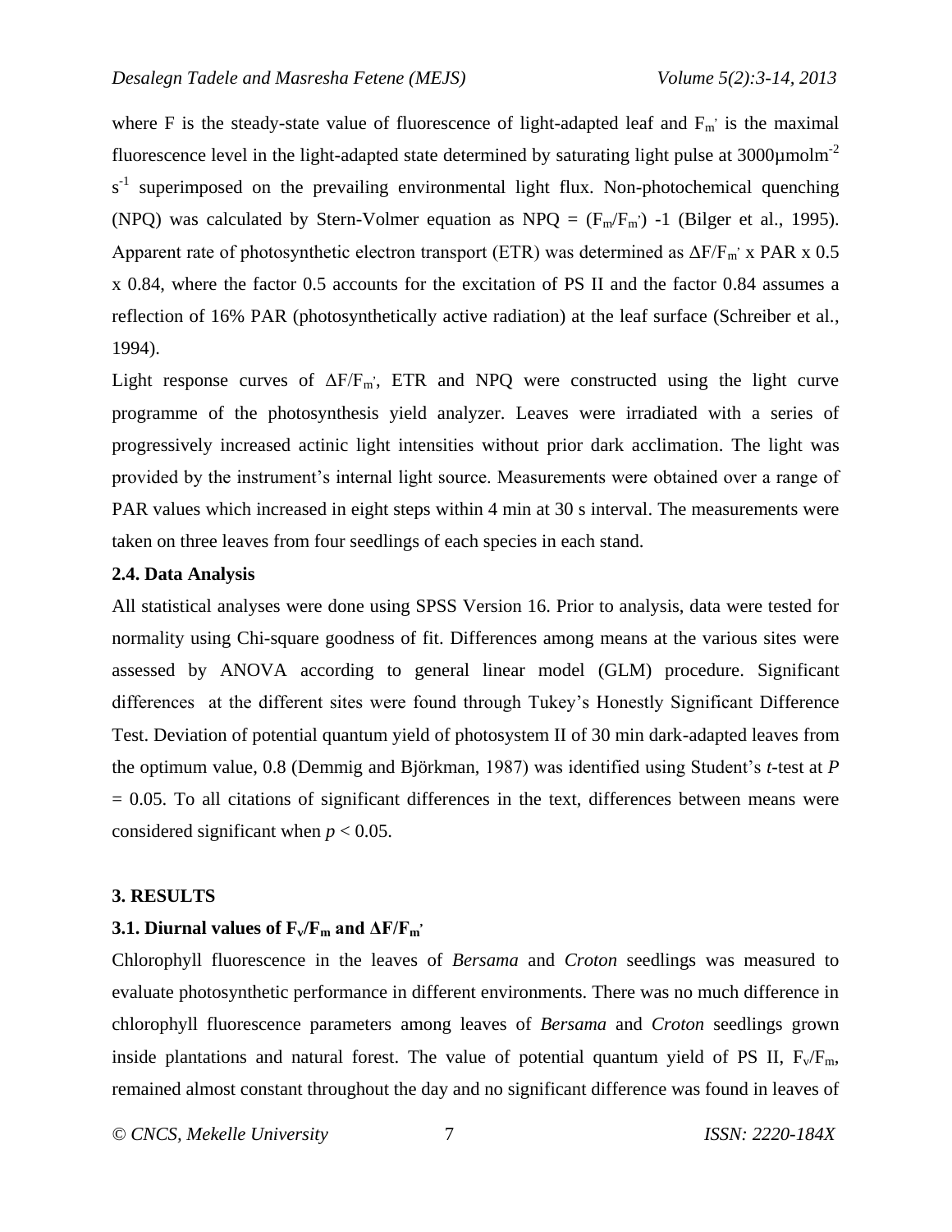where F is the steady-state value of fluorescence of light-adapted leaf and $F_{m'}$ is the maximal fluorescence level in the light-adapted state determined by saturating light pulse at 3000µmolm$^{-2}$ s$^{-1}$ superimposed on the prevailing environmental light flux. Non-photochemical quenching (NPQ) was calculated by Stern-Volmer equation as NPQ = $(F_m/F_{m'})$ -1 (Bilger et al., 1995). Apparent rate of photosynthetic electron transport (ETR) was determined as $\Delta F/F_{m'}$ x PAR x 0.5 x 0.84, where the factor 0.5 accounts for the excitation of PS II and the factor 0.84 assumes a reflection of 16% PAR (photosynthetically active radiation) at the leaf surface (Schreiber et al., 1994).

Light response curves of $\Delta F/F_{m'}$, ETR and NPQ were constructed using the light curve programme of the photosynthesis yield analyzer. Leaves were irradiated with a series of progressively increased actinic light intensities without prior dark acclimation. The light was provided by the instrument's internal light source. Measurements were obtained over a range of PAR values which increased in eight steps within 4 min at 30 s interval. The measurements were taken on three leaves from four seedlings of each species in each stand.

### 2.4. Data Analysis

All statistical analyses were done using SPSS Version 16. Prior to analysis, data were tested for normality using Chi-square goodness of fit. Differences among means at the various sites were assessed by ANOVA according to general linear model (GLM) procedure. Significant differences at the different sites were found through Tukey's Honestly Significant Difference Test. Deviation of potential quantum yield of photosystem II of 30 min dark-adapted leaves from the optimum value, 0.8 (Demmig and Björkman, 1987) was identified using Student's *t*-test at $P = 0.05$. To all citations of significant differences in the text, differences between means were considered significant when $p < 0.05$.

## 3. RESULTS

### 3.1. Diurnal values of $F_v/F_m$ and $\Delta F/F_{m'}$

Chlorophyll fluorescence in the leaves of *Bersama* and *Croton* seedlings was measured to evaluate photosynthetic performance in different environments. There was no much difference in chlorophyll fluorescence parameters among leaves of *Bersama* and *Croton* seedlings grown inside plantations and natural forest. The value of potential quantum yield of PS II, $F_v/F_m$, remained almost constant throughout the day and no significant difference was found in leaves of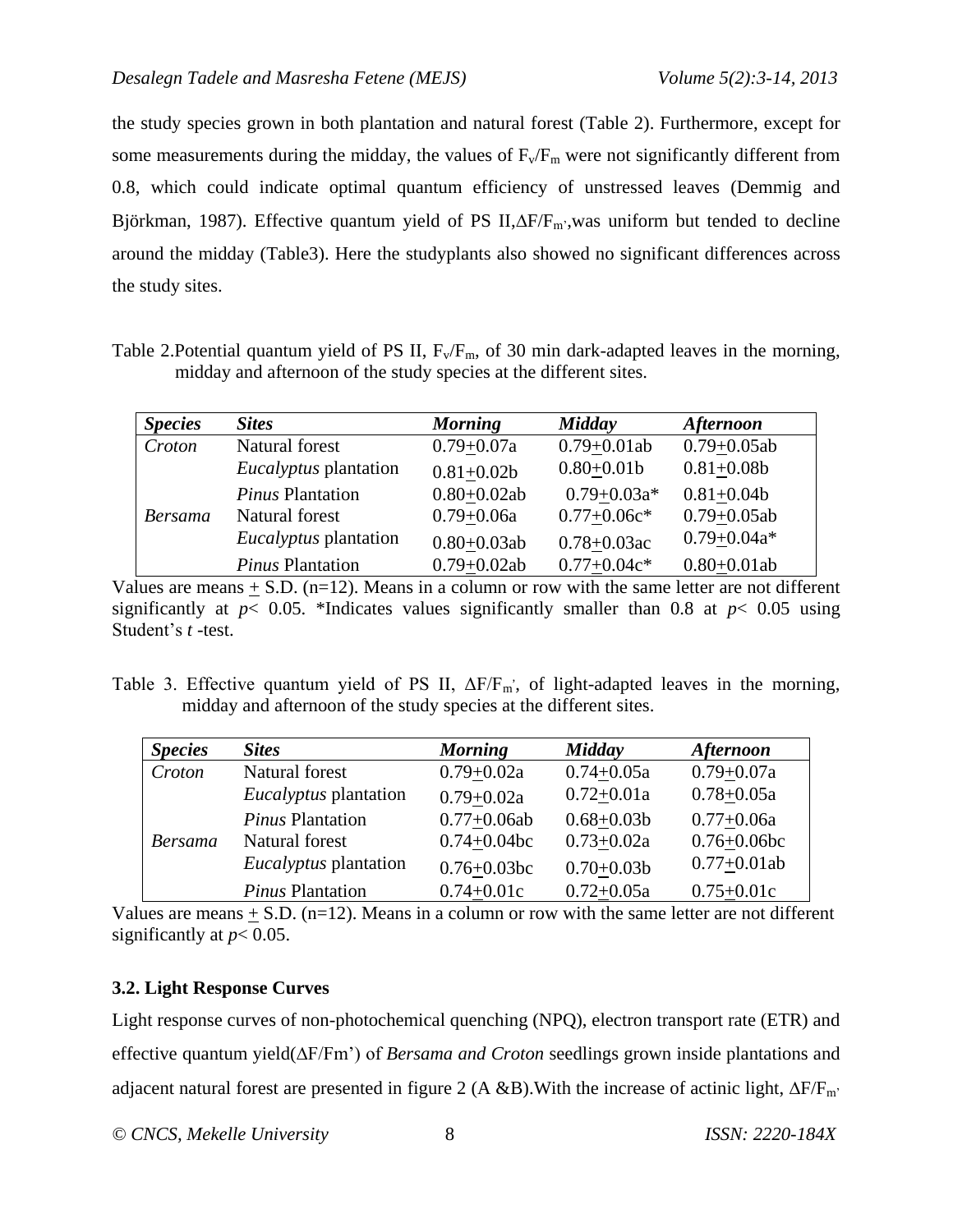the study species grown in both plantation and natural forest (Table 2). Furthermore, except for some measurements during the midday, the values of $F_v/F_m$ were not significantly different from 0.8, which could indicate optimal quantum efficiency of unstressed leaves (Demmig and Björkman, 1987). Effective quantum yield of PS II,$\Delta F/F_{m'}$,was uniform but tended to decline around the midday (Table3). Here the studyplants also showed no significant differences across the study sites.

Table 2.Potential quantum yield of PS II, $F_v/F_m$, of 30 min dark-adapted leaves in the morning, midday and afternoon of the study species at the different sites.

| *Species* | *Sites* | *Morning* | *Midday* | *Afternoon* |
|---|---|---|---|---|
| *Croton* | Natural forest | 0.79±0.07a | 0.79±0.01ab | 0.79±0.05ab |
| | *Eucalyptus* plantation | 0.81±0.02b | 0.80±0.01b | 0.81±0.08b |
| | *Pinus* Plantation | 0.80±0.02ab | 0.79±0.03a* | 0.81±0.04b |
| *Bersama* | Natural forest | 0.79±0.06a | 0.77±0.06c* | 0.79±0.05ab |
| | *Eucalyptus* plantation | 0.80±0.03ab | 0.78±0.03ac | 0.79±0.04a* |
| | *Pinus* Plantation | 0.79±0.02ab | 0.77±0.04c* | 0.80±0.01ab |

Values are means ± S.D. (n=12). Means in a column or row with the same letter are not different significantly at $p < 0.05$. *Indicates values significantly smaller than 0.8 at $p < 0.05$ using Student's *t* -test.

Table 3. Effective quantum yield of PS II, $\Delta F/F_{m'}$, of light-adapted leaves in the morning, midday and afternoon of the study species at the different sites.

| *Species* | *Sites* | *Morning* | *Midday* | *Afternoon* |
|---|---|---|---|---|
| *Croton* | Natural forest | 0.79±0.02a | 0.74±0.05a | 0.79±0.07a |
| | *Eucalyptus* plantation | 0.79±0.02a | 0.72±0.01a | 0.78±0.05a |
| | *Pinus* Plantation | 0.77±0.06ab | 0.68±0.03b | 0.77±0.06a |
| *Bersama* | Natural forest | 0.74±0.04bc | 0.73±0.02a | 0.76±0.06bc |
| | *Eucalyptus* plantation | 0.76±0.03bc | 0.70±0.03b | 0.77±0.01ab |
| | *Pinus* Plantation | 0.74±0.01c | 0.72±0.05a | 0.75±0.01c |

Values are means ± S.D. (n=12). Means in a column or row with the same letter are not different significantly at $p < 0.05$.

### 3.2. Light Response Curves

Light response curves of non-photochemical quenching (NPQ), electron transport rate (ETR) and effective quantum yield($\Delta F/Fm'$) of *Bersama and Croton* seedlings grown inside plantations and adjacent natural forest are presented in figure 2 (A &B).With the increase of actinic light, $\Delta F/F_{m'}$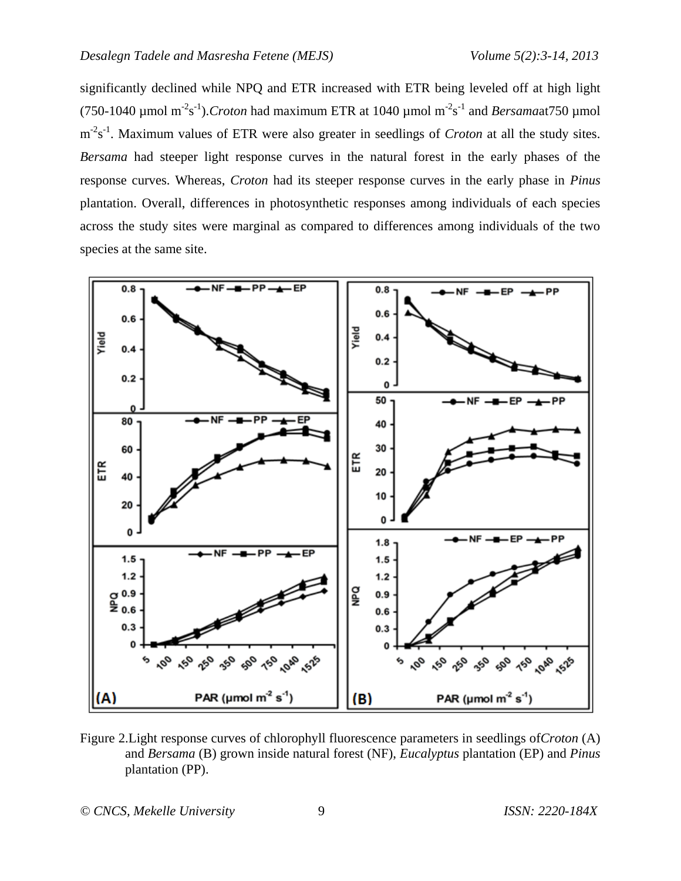significantly declined while NPQ and ETR increased with ETR being leveled off at high light (750-1040 µmol $m^{-2}s^{-1}$). *Croton* had maximum ETR at 1040 µmol $m^{-2}s^{-1}$ and *Bersama* at 750 µmol $m^{-2}s^{-1}$. Maximum values of ETR were also greater in seedlings of *Croton* at all the study sites. *Bersama* had steeper light response curves in the natural forest in the early phases of the response curves. Whereas, *Croton* had its steeper response curves in the early phase in *Pinus* plantation. Overall, differences in photosynthetic responses among individuals of each species across the study sites were marginal as compared to differences among individuals of the two species at the same site.

Figure 2. Light response curves of chlorophyll fluorescence parameters in seedlings of *Croton* (A) and *Bersama* (B) grown inside natural forest (NF), *Eucalyptus* plantation (EP) and *Pinus* plantation (PP).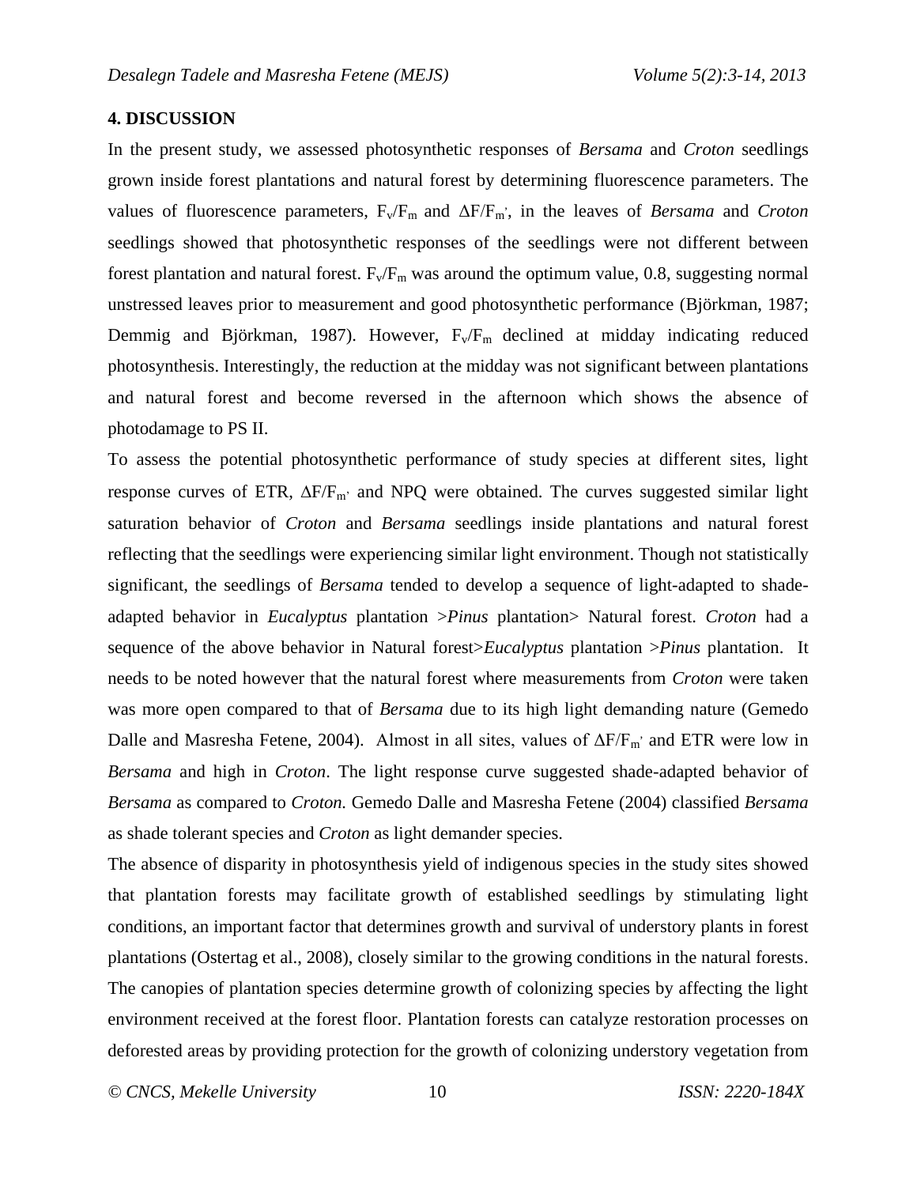## 4. DISCUSSION

In the present study, we assessed photosynthetic responses of *Bersama* and *Croton* seedlings grown inside forest plantations and natural forest by determining fluorescence parameters. The values of fluorescence parameters, $F_v/F_m$ and $\Delta F/F_{m'}$, in the leaves of *Bersama* and *Croton* seedlings showed that photosynthetic responses of the seedlings were not different between forest plantation and natural forest. $F_v/F_m$ was around the optimum value, 0.8, suggesting normal unstressed leaves prior to measurement and good photosynthetic performance (Björkman, 1987; Demmig and Björkman, 1987). However, $F_v/F_m$ declined at midday indicating reduced photosynthesis. Interestingly, the reduction at the midday was not significant between plantations and natural forest and become reversed in the afternoon which shows the absence of photodamage to PS II.

To assess the potential photosynthetic performance of study species at different sites, light response curves of ETR, $\Delta F/F_{m'}$ and NPQ were obtained. The curves suggested similar light saturation behavior of *Croton* and *Bersama* seedlings inside plantations and natural forest reflecting that the seedlings were experiencing similar light environment. Though not statistically significant, the seedlings of *Bersama* tended to develop a sequence of light-adapted to shade-adapted behavior in *Eucalyptus* plantation >*Pinus* plantation> Natural forest. *Croton* had a sequence of the above behavior in Natural forest>*Eucalyptus* plantation >*Pinus* plantation. It needs to be noted however that the natural forest where measurements from *Croton* were taken was more open compared to that of *Bersama* due to its high light demanding nature (Gemedo Dalle and Masresha Fetene, 2004). Almost in all sites, values of $\Delta F/F_{m'}$ and ETR were low in *Bersama* and high in *Croton*. The light response curve suggested shade-adapted behavior of *Bersama* as compared to *Croton.* Gemedo Dalle and Masresha Fetene (2004) classified *Bersama* as shade tolerant species and *Croton* as light demander species.

The absence of disparity in photosynthesis yield of indigenous species in the study sites showed that plantation forests may facilitate growth of established seedlings by stimulating light conditions, an important factor that determines growth and survival of understory plants in forest plantations (Ostertag et al., 2008), closely similar to the growing conditions in the natural forests. The canopies of plantation species determine growth of colonizing species by affecting the light environment received at the forest floor. Plantation forests can catalyze restoration processes on deforested areas by providing protection for the growth of colonizing understory vegetation from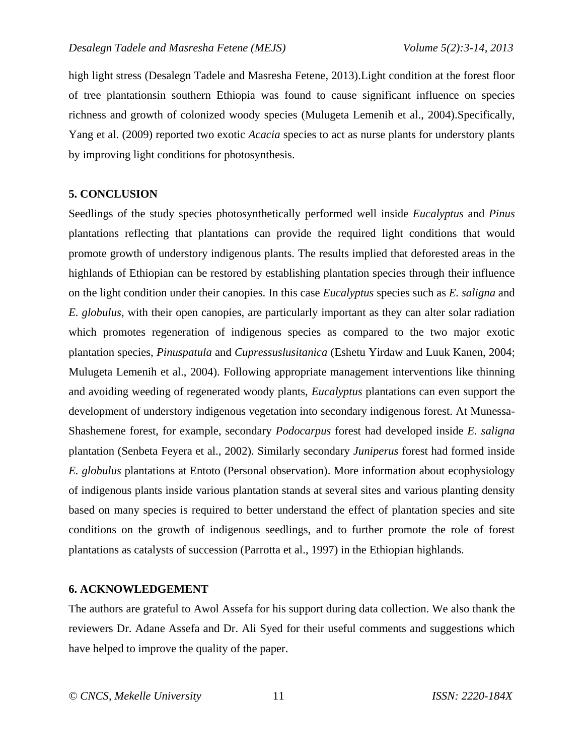high light stress (Desalegn Tadele and Masresha Fetene, 2013).Light condition at the forest floor of tree plantationsin southern Ethiopia was found to cause significant influence on species richness and growth of colonized woody species (Mulugeta Lemenih et al., 2004).Specifically, Yang et al. (2009) reported two exotic *Acacia* species to act as nurse plants for understory plants by improving light conditions for photosynthesis.

## 5. CONCLUSION

Seedlings of the study species photosynthetically performed well inside *Eucalyptus* and *Pinus* plantations reflecting that plantations can provide the required light conditions that would promote growth of understory indigenous plants. The results implied that deforested areas in the highlands of Ethiopian can be restored by establishing plantation species through their influence on the light condition under their canopies. In this case *Eucalyptus* species such as *E. saligna* and *E. globulus*, with their open canopies, are particularly important as they can alter solar radiation which promotes regeneration of indigenous species as compared to the two major exotic plantation species, *Pinuspatula* and *Cupressuslusitanica* (Eshetu Yirdaw and Luuk Kanen, 2004; Mulugeta Lemenih et al., 2004). Following appropriate management interventions like thinning and avoiding weeding of regenerated woody plants, *Eucalyptus* plantations can even support the development of understory indigenous vegetation into secondary indigenous forest. At Munessa-Shashemene forest, for example, secondary *Podocarpus* forest had developed inside *E. saligna* plantation (Senbeta Feyera et al., 2002). Similarly secondary *Juniperus* forest had formed inside *E. globulus* plantations at Entoto (Personal observation). More information about ecophysiology of indigenous plants inside various plantation stands at several sites and various planting density based on many species is required to better understand the effect of plantation species and site conditions on the growth of indigenous seedlings, and to further promote the role of forest plantations as catalysts of succession (Parrotta et al., 1997) in the Ethiopian highlands.

## 6. ACKNOWLEDGEMENT

The authors are grateful to Awol Assefa for his support during data collection. We also thank the reviewers Dr. Adane Assefa and Dr. Ali Syed for their useful comments and suggestions which have helped to improve the quality of the paper.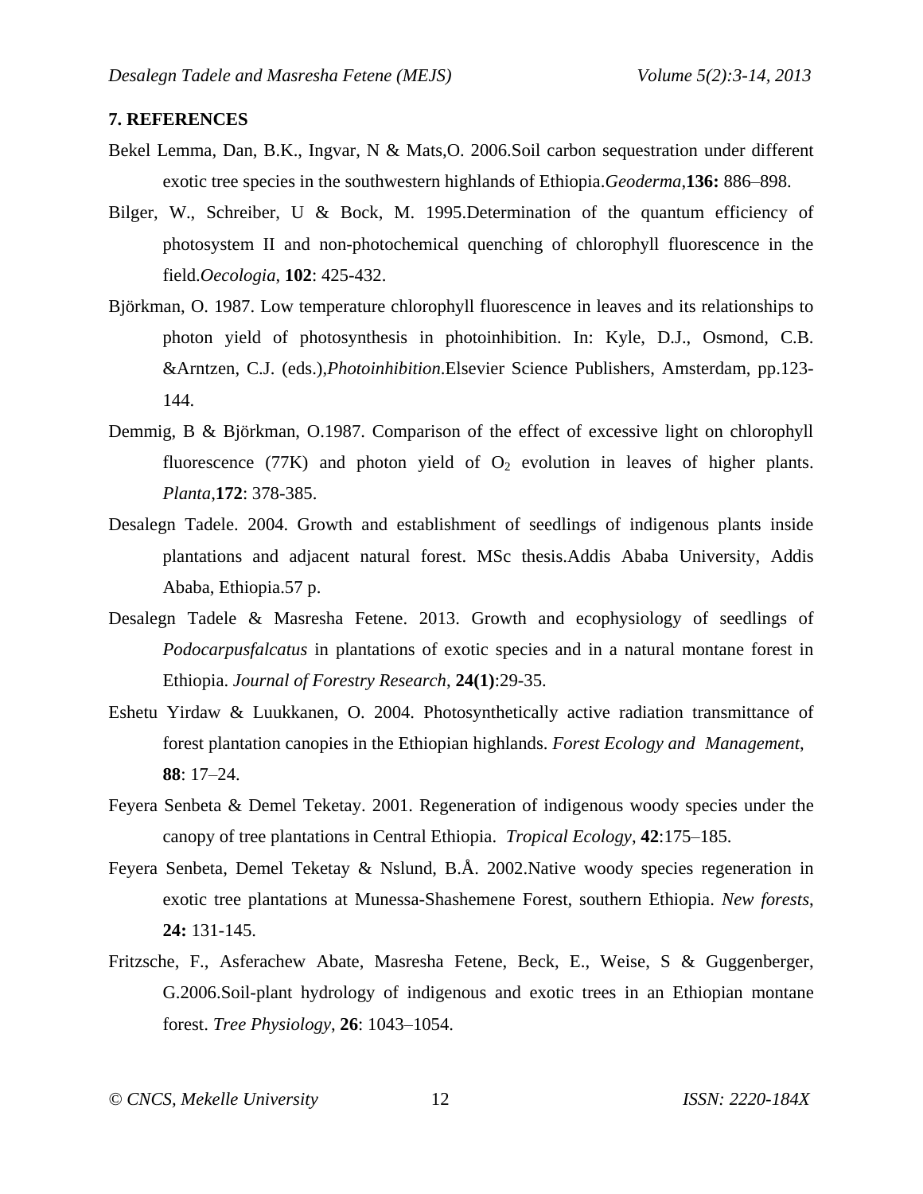## 7. REFERENCES

Bekel Lemma, Dan, B.K., Ingvar, N & Mats,O. 2006.Soil carbon sequestration under different exotic tree species in the southwestern highlands of Ethiopia.*Geoderma*,**136:** 886–898.

Bilger, W., Schreiber, U & Bock, M. 1995.Determination of the quantum efficiency of photosystem II and non-photochemical quenching of chlorophyll fluorescence in the field.*Oecologia*, **102**: 425-432.

Björkman, O. 1987. Low temperature chlorophyll fluorescence in leaves and its relationships to photon yield of photosynthesis in photoinhibition. In: Kyle, D.J., Osmond, C.B. &Arntzen, C.J. (eds.),*Photoinhibition*.Elsevier Science Publishers, Amsterdam, pp.123-144.

Demmig, B & Björkman, O.1987. Comparison of the effect of excessive light on chlorophyll fluorescence (77K) and photon yield of $O_2$ evolution in leaves of higher plants. *Planta*,**172**: 378-385.

Desalegn Tadele. 2004. Growth and establishment of seedlings of indigenous plants inside plantations and adjacent natural forest. MSc thesis.Addis Ababa University, Addis Ababa, Ethiopia.57 p.

Desalegn Tadele & Masresha Fetene. 2013. Growth and ecophysiology of seedlings of *Podocarpusfalcatus* in plantations of exotic species and in a natural montane forest in Ethiopia. *Journal of Forestry Research*, **24(1)**:29-35.

Eshetu Yirdaw & Luukkanen, O. 2004. Photosynthetically active radiation transmittance of forest plantation canopies in the Ethiopian highlands. *Forest Ecology and Management*, **88**: 17–24.

Feyera Senbeta & Demel Teketay. 2001. Regeneration of indigenous woody species under the canopy of tree plantations in Central Ethiopia. *Tropical Ecology*, **42**:175–185.

Feyera Senbeta, Demel Teketay & Nslund, B.Å. 2002.Native woody species regeneration in exotic tree plantations at Munessa-Shashemene Forest, southern Ethiopia. *New forests*, **24:** 131-145.

Fritzsche, F., Asferachew Abate, Masresha Fetene, Beck, E., Weise, S & Guggenberger, G.2006.Soil-plant hydrology of indigenous and exotic trees in an Ethiopian montane forest. *Tree Physiology*, **26**: 1043–1054.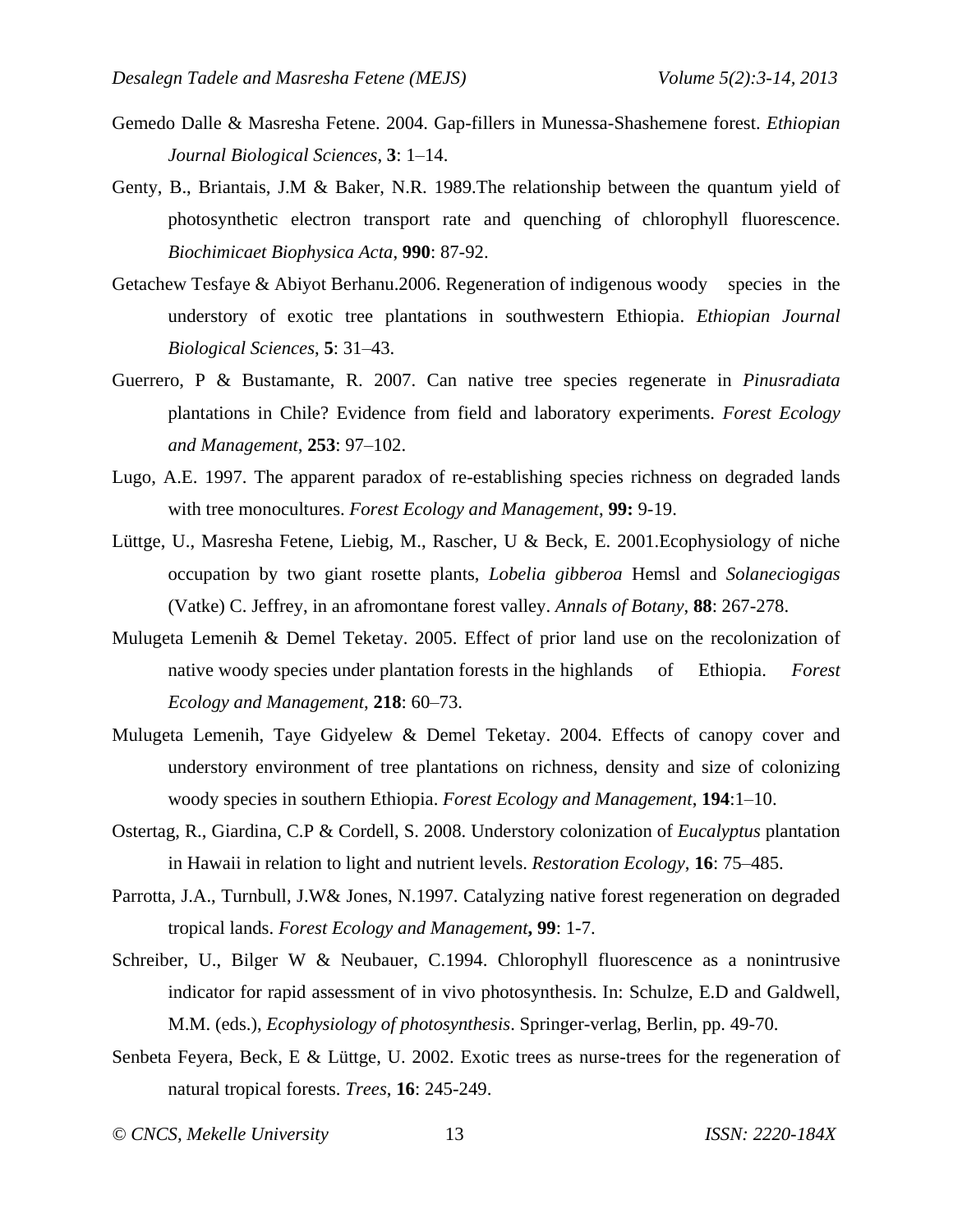Gemedo Dalle & Masresha Fetene. 2004. Gap-fillers in Munessa-Shashemene forest. *Ethiopian Journal Biological Sciences*, **3**: 1–14.

Genty, B., Briantais, J.M & Baker, N.R. 1989.The relationship between the quantum yield of photosynthetic electron transport rate and quenching of chlorophyll fluorescence. *Biochimicaet Biophysica Acta*, **990**: 87-92.

Getachew Tesfaye & Abiyot Berhanu.2006. Regeneration of indigenous woody species in the understory of exotic tree plantations in southwestern Ethiopia. *Ethiopian Journal Biological Sciences*, **5**: 31–43.

Guerrero, P & Bustamante, R. 2007. Can native tree species regenerate in *Pinusradiata* plantations in Chile? Evidence from field and laboratory experiments. *Forest Ecology and Management*, **253**: 97–102.

Lugo, A.E. 1997. The apparent paradox of re-establishing species richness on degraded lands with tree monocultures. *Forest Ecology and Management*, **99:** 9-19.

Lüttge, U., Masresha Fetene, Liebig, M., Rascher, U & Beck, E. 2001.Ecophysiology of niche occupation by two giant rosette plants, *Lobelia gibberoa* Hemsl and *Solaneciogigas* (Vatke) C. Jeffrey, in an afromontane forest valley. *Annals of Botany*, **88**: 267-278.

Mulugeta Lemenih & Demel Teketay. 2005. Effect of prior land use on the recolonization of native woody species under plantation forests in the highlands of Ethiopia. *Forest Ecology and Management*, **218**: 60–73.

Mulugeta Lemenih, Taye Gidyelew & Demel Teketay. 2004. Effects of canopy cover and understory environment of tree plantations on richness, density and size of colonizing woody species in southern Ethiopia. *Forest Ecology and Management*, **194**:1–10.

Ostertag, R., Giardina, C.P & Cordell, S. 2008. Understory colonization of *Eucalyptus* plantation in Hawaii in relation to light and nutrient levels. *Restoration Ecology*, **16**: 75–485.

Parrotta, J.A., Turnbull, J.W& Jones, N.1997. Catalyzing native forest regeneration on degraded tropical lands. *Forest Ecology and Management***, 99**: 1-7.

Schreiber, U., Bilger W & Neubauer, C.1994. Chlorophyll fluorescence as a nonintrusive indicator for rapid assessment of in vivo photosynthesis. In: Schulze, E.D and Galdwell, M.M. (eds.), *Ecophysiology of photosynthesis*. Springer-verlag, Berlin, pp. 49-70.

Senbeta Feyera, Beck, E & Lüttge, U. 2002. Exotic trees as nurse-trees for the regeneration of natural tropical forests. *Trees*, **16**: 245-249.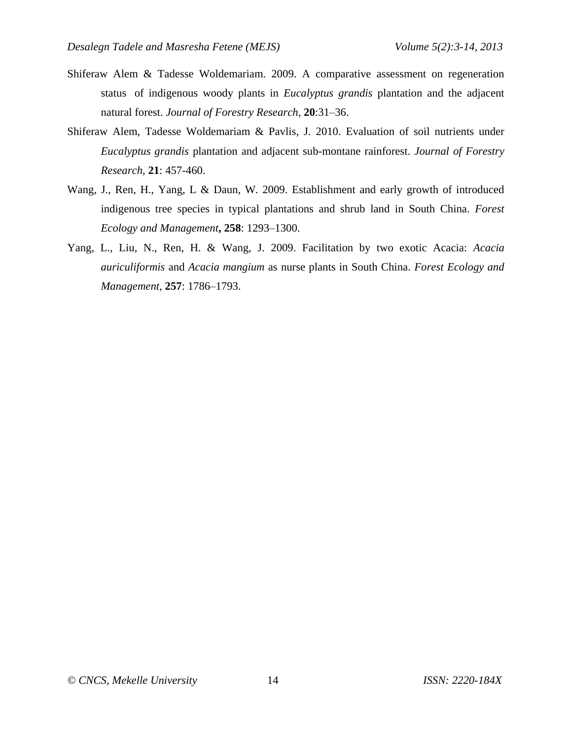Shiferaw Alem & Tadesse Woldemariam. 2009. A comparative assessment on regeneration status of indigenous woody plants in *Eucalyptus grandis* plantation and the adjacent natural forest. *Journal of Forestry Research*, **20**:31–36.

Shiferaw Alem, Tadesse Woldemariam & Pavlis, J. 2010. Evaluation of soil nutrients under *Eucalyptus grandis* plantation and adjacent sub-montane rainforest. *Journal of Forestry Research*, **21**: 457-460.

Wang, J., Ren, H., Yang, L & Daun, W. 2009. Establishment and early growth of introduced indigenous tree species in typical plantations and shrub land in South China. *Forest Ecology and Management***, 258**: 1293–1300.

Yang, L., Liu, N., Ren, H. & Wang, J. 2009. Facilitation by two exotic Acacia: *Acacia auriculiformis* and *Acacia mangium* as nurse plants in South China. *Forest Ecology and Management*, **257**: 1786–1793.